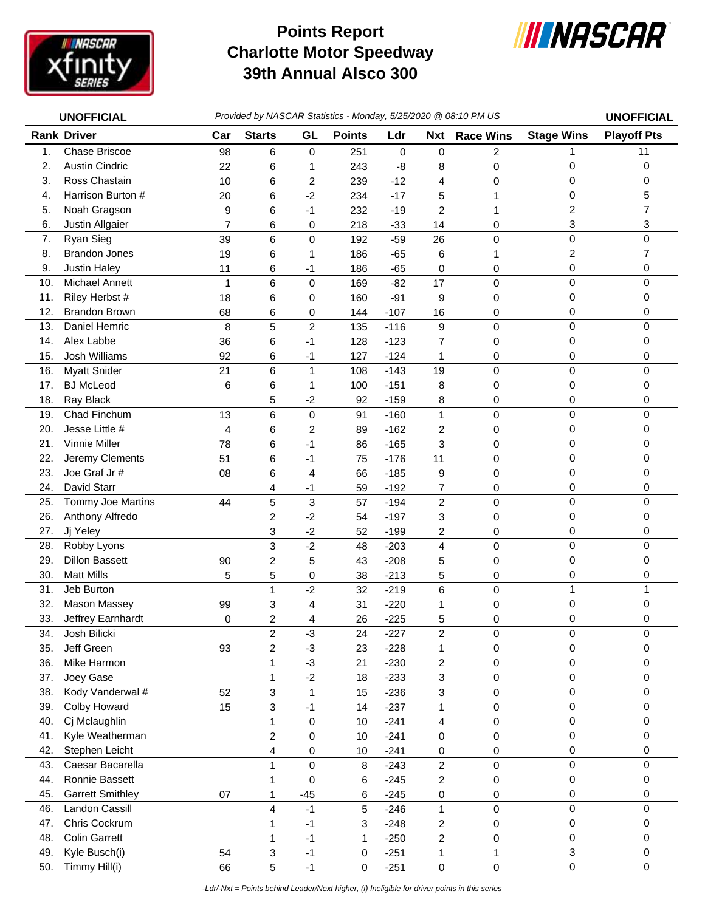# Points Report
# Charlotte Motor Speedway
# 39th Annual Alsco 300

**UNOFFICIAL** *Provided by NASCAR Statistics - Monday, 5/25/2020 @ 08:10 PM US* **UNOFFICIAL**

| Rank | Driver | Car | Starts | GL | Points | Ldr | Nxt | Race Wins | Stage Wins | Playoff Pts |
|---|---|---|---|---|---|---|---|---|---|---|
| 1. | Chase Briscoe | 98 | 6 | 0 | 251 | 0 | 0 | 2 | 1 | 11 |
| 2. | Austin Cindric | 22 | 6 | 1 | 243 | -8 | 8 | 0 | 0 | 0 |
| 3. | Ross Chastain | 10 | 6 | 2 | 239 | -12 | 4 | 0 | 0 | 0 |
| 4. | Harrison Burton # | 20 | 6 | -2 | 234 | -17 | 5 | 1 | 0 | 5 |
| 5. | Noah Gragson | 9 | 6 | -1 | 232 | -19 | 2 | 1 | 2 | 7 |
| 6. | Justin Allgaier | 7 | 6 | 0 | 218 | -33 | 14 | 0 | 3 | 3 |
| 7. | Ryan Sieg | 39 | 6 | 0 | 192 | -59 | 26 | 0 | 0 | 0 |
| 8. | Brandon Jones | 19 | 6 | 1 | 186 | -65 | 6 | 1 | 2 | 7 |
| 9. | Justin Haley | 11 | 6 | -1 | 186 | -65 | 0 | 0 | 0 | 0 |
| 10. | Michael Annett | 1 | 6 | 0 | 169 | -82 | 17 | 0 | 0 | 0 |
| 11. | Riley Herbst # | 18 | 6 | 0 | 160 | -91 | 9 | 0 | 0 | 0 |
| 12. | Brandon Brown | 68 | 6 | 0 | 144 | -107 | 16 | 0 | 0 | 0 |
| 13. | Daniel Hemric | 8 | 5 | 2 | 135 | -116 | 9 | 0 | 0 | 0 |
| 14. | Alex Labbe | 36 | 6 | -1 | 128 | -123 | 7 | 0 | 0 | 0 |
| 15. | Josh Williams | 92 | 6 | -1 | 127 | -124 | 1 | 0 | 0 | 0 |
| 16. | Myatt Snider | 21 | 6 | 1 | 108 | -143 | 19 | 0 | 0 | 0 |
| 17. | BJ McLeod | 6 | 6 | 1 | 100 | -151 | 8 | 0 | 0 | 0 |
| 18. | Ray Black | | 5 | -2 | 92 | -159 | 8 | 0 | 0 | 0 |
| 19. | Chad Finchum | 13 | 6 | 0 | 91 | -160 | 1 | 0 | 0 | 0 |
| 20. | Jesse Little # | 4 | 6 | 2 | 89 | -162 | 2 | 0 | 0 | 0 |
| 21. | Vinnie Miller | 78 | 6 | -1 | 86 | -165 | 3 | 0 | 0 | 0 |
| 22. | Jeremy Clements | 51 | 6 | -1 | 75 | -176 | 11 | 0 | 0 | 0 |
| 23. | Joe Graf Jr # | 08 | 6 | 4 | 66 | -185 | 9 | 0 | 0 | 0 |
| 24. | David Starr | | 4 | -1 | 59 | -192 | 7 | 0 | 0 | 0 |
| 25. | Tommy Joe Martins | 44 | 5 | 3 | 57 | -194 | 2 | 0 | 0 | 0 |
| 26. | Anthony Alfredo | | 2 | -2 | 54 | -197 | 3 | 0 | 0 | 0 |
| 27. | Jj Yeley | | 3 | -2 | 52 | -199 | 2 | 0 | 0 | 0 |
| 28. | Robby Lyons | | 3 | -2 | 48 | -203 | 4 | 0 | 0 | 0 |
| 29. | Dillon Bassett | 90 | 2 | 5 | 43 | -208 | 5 | 0 | 0 | 0 |
| 30. | Matt Mills | 5 | 5 | 0 | 38 | -213 | 5 | 0 | 0 | 0 |
| 31. | Jeb Burton | | 1 | -2 | 32 | -219 | 6 | 0 | 1 | 1 |
| 32. | Mason Massey | 99 | 3 | 4 | 31 | -220 | 1 | 0 | 0 | 0 |
| 33. | Jeffrey Earnhardt | 0 | 2 | 4 | 26 | -225 | 5 | 0 | 0 | 0 |
| 34. | Josh Bilicki | | 2 | -3 | 24 | -227 | 2 | 0 | 0 | 0 |
| 35. | Jeff Green | 93 | 2 | -3 | 23 | -228 | 1 | 0 | 0 | 0 |
| 36. | Mike Harmon | | 1 | -3 | 21 | -230 | 2 | 0 | 0 | 0 |
| 37. | Joey Gase | | 1 | -2 | 18 | -233 | 3 | 0 | 0 | 0 |
| 38. | Kody Vanderwal # | 52 | 3 | 1 | 15 | -236 | 3 | 0 | 0 | 0 |
| 39. | Colby Howard | 15 | 3 | -1 | 14 | -237 | 1 | 0 | 0 | 0 |
| 40. | Cj Mclaughlin | | 1 | 0 | 10 | -241 | 4 | 0 | 0 | 0 |
| 41. | Kyle Weatherman | | 2 | 0 | 10 | -241 | 0 | 0 | 0 | 0 |
| 42. | Stephen Leicht | | 4 | 0 | 10 | -241 | 0 | 0 | 0 | 0 |
| 43. | Caesar Bacarella | | 1 | 0 | 8 | -243 | 2 | 0 | 0 | 0 |
| 44. | Ronnie Bassett | | 1 | 0 | 6 | -245 | 2 | 0 | 0 | 0 |
| 45. | Garrett Smithley | 07 | 1 | -45 | 6 | -245 | 0 | 0 | 0 | 0 |
| 46. | Landon Cassill | | 4 | -1 | 5 | -246 | 1 | 0 | 0 | 0 |
| 47. | Chris Cockrum | | 1 | -1 | 3 | -248 | 2 | 0 | 0 | 0 |
| 48. | Colin Garrett | | 1 | -1 | 1 | -250 | 2 | 0 | 0 | 0 |
| 49. | Kyle Busch(i) | 54 | 3 | -1 | 0 | -251 | 1 | 1 | 3 | 0 |
| 50. | Timmy Hill(i) | 66 | 5 | -1 | 0 | -251 | 0 | 0 | 0 | 0 |

*-Ldr/-Nxt = Points behind Leader/Next higher, (i) Ineligible for driver points in this series*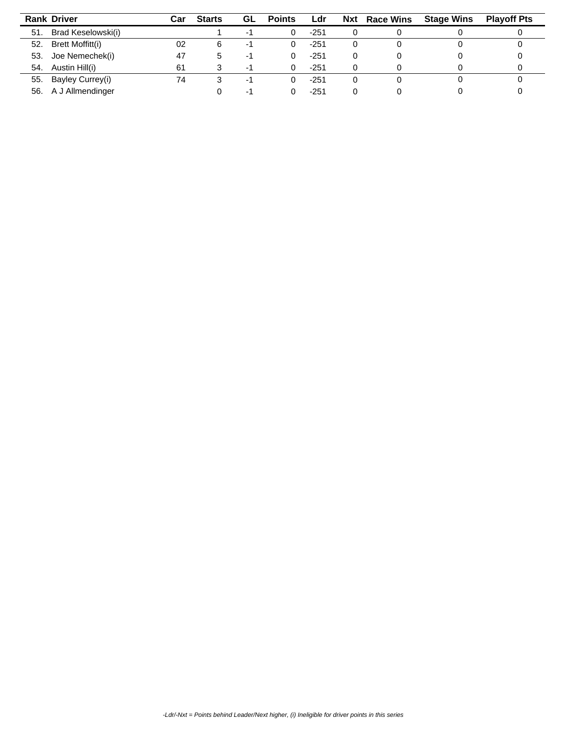| Rank | Driver | Car | Starts | GL | Points | Ldr | Nxt | Race Wins | Stage Wins | Playoff Pts |
|---|---|---|---|---|---|---|---|---|---|---|
| 51. | Brad Keselowski(i) | | 1 | -1 | 0 | -251 | 0 | 0 | 0 | 0 |
| 52. | Brett Moffitt(i) | 02 | 6 | -1 | 0 | -251 | 0 | 0 | 0 | 0 |
| 53. | Joe Nemechek(i) | 47 | 5 | -1 | 0 | -251 | 0 | 0 | 0 | 0 |
| 54. | Austin Hill(i) | 61 | 3 | -1 | 0 | -251 | 0 | 0 | 0 | 0 |
| 55. | Bayley Currey(i) | 74 | 3 | -1 | 0 | -251 | 0 | 0 | 0 | 0 |
| 56. | A J Allmendinger | | 0 | -1 | 0 | -251 | 0 | 0 | 0 | 0 |

*-Ldr/-Nxt = Points behind Leader/Next higher, (i) Ineligible for driver points in this series*